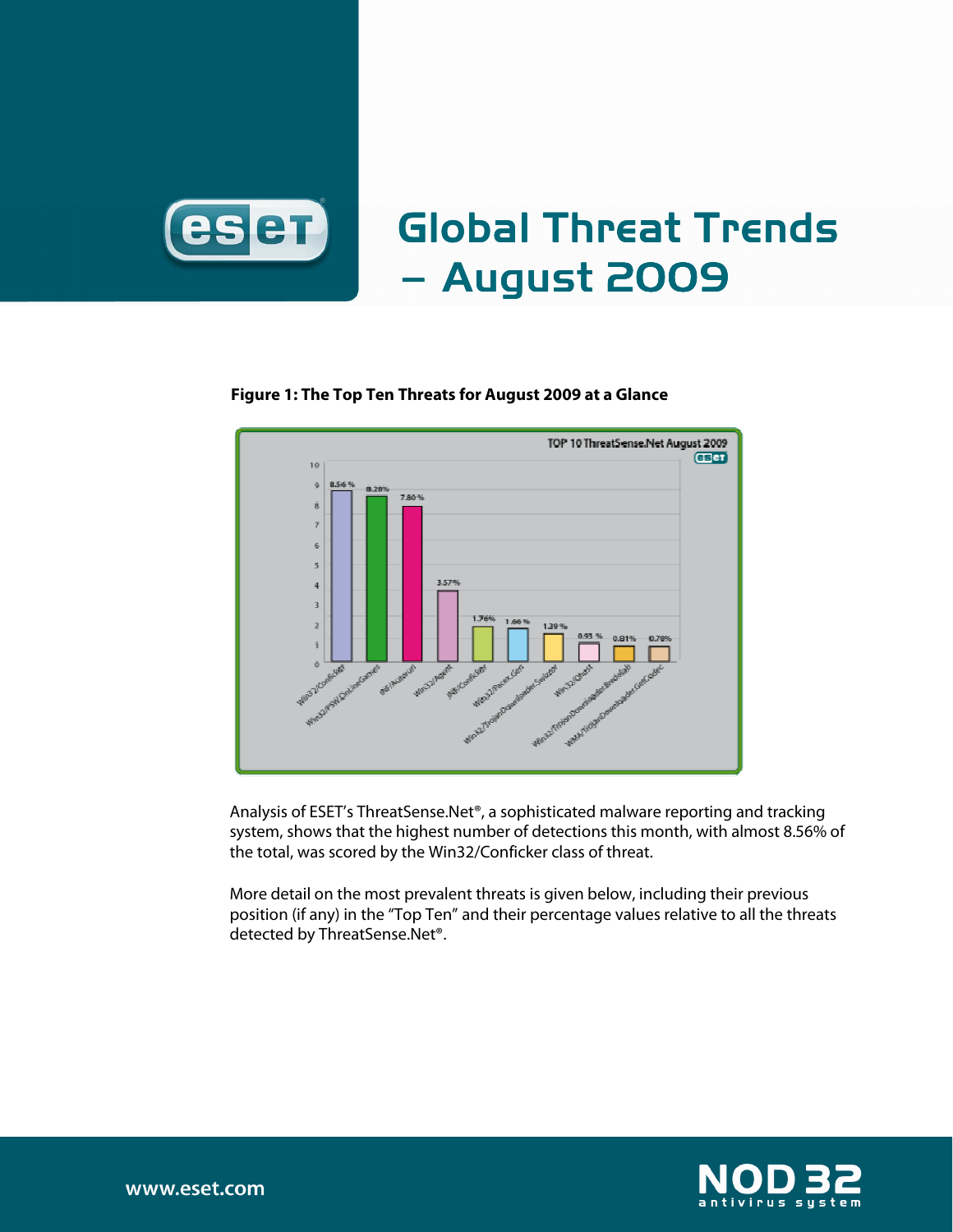# Global Threat Trends – August 2009

**Figure 1: The Top Ten Threats for August 2009 at a Glance**

TOP 10 ThreatSense.Net August 2009

10
9
8
7
6
5
4
3
2
1
0

8.56 %
8.28%
7.80 %
3.57%
1.76%
1.66 %
1.39 %
0.93 %
0.81%
0.78%

Win32/Conficker
Win32/PSW.OnLineGames
INF/Autorun
Win32/Agent
INF/Conficker
Win32/Pacex.Gen
Win32/TrojanDownloader.Swizzor
Win32/Qhost
Win32/TrojanDownloader.Bredolab
WMA/TrojanDownloader.GetCodec

Analysis of ESET's ThreatSense.Net®, a sophisticated malware reporting and tracking system, shows that the highest number of detections this month, with almost 8.56% of the total, was scored by the Win32/Conficker class of threat.

More detail on the most prevalent threats is given below, including their previous position (if any) in the "Top Ten" and their percentage values relative to all the threats detected by ThreatSense.Net®.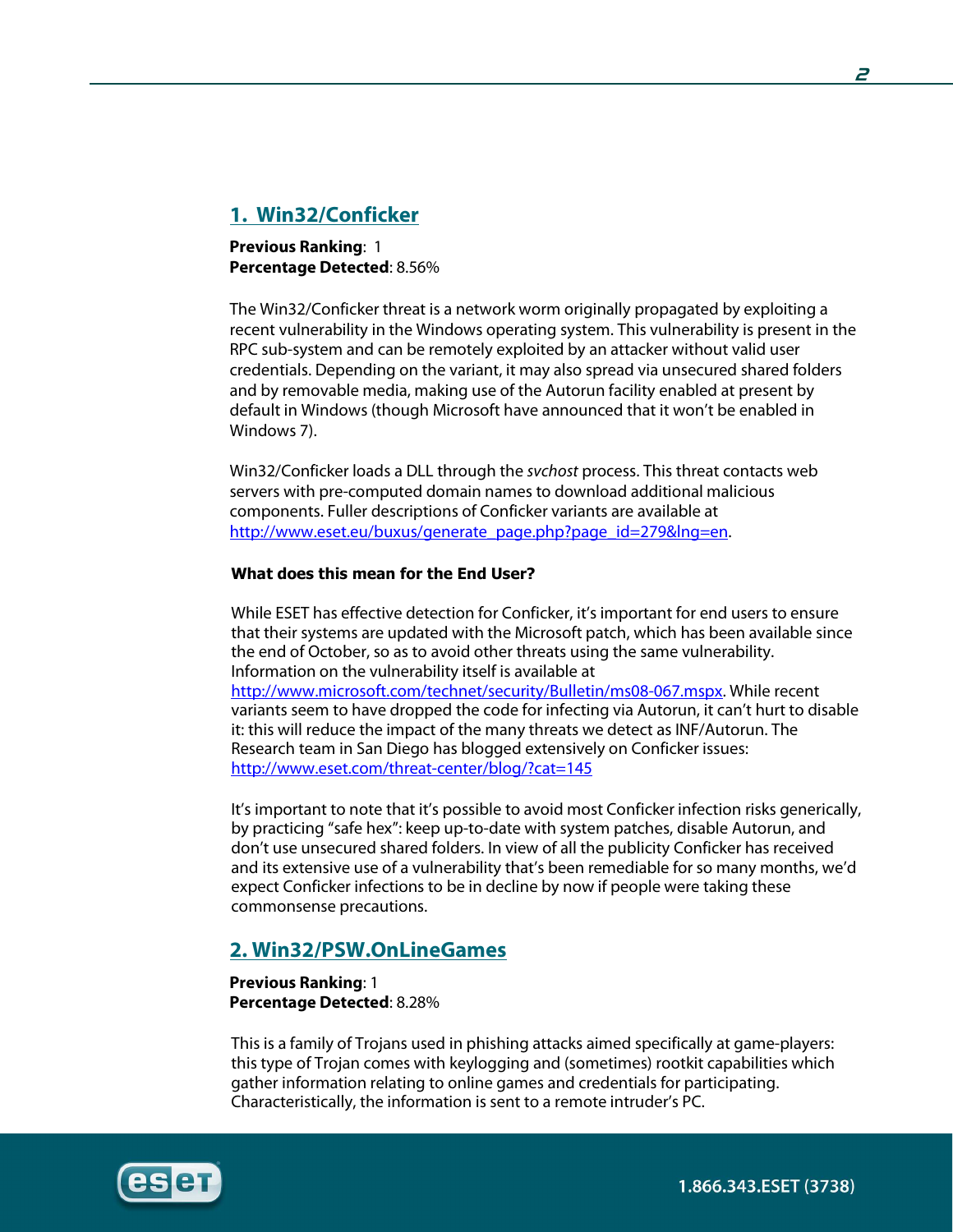## 1. Win32/Conficker

**Previous Ranking**: 1
**Percentage Detected**: 8.56%

The Win32/Conficker threat is a network worm originally propagated by exploiting a recent vulnerability in the Windows operating system. This vulnerability is present in the RPC sub-system and can be remotely exploited by an attacker without valid user credentials. Depending on the variant, it may also spread via unsecured shared folders and by removable media, making use of the Autorun facility enabled at present by default in Windows (though Microsoft have announced that it won't be enabled in Windows 7).

Win32/Conficker loads a DLL through the *svchost* process. This threat contacts web servers with pre-computed domain names to download additional malicious components. Fuller descriptions of Conficker variants are available at http://www.eset.eu/buxus/generate_page.php?page_id=279&lng=en.

**What does this mean for the End User?**

While ESET has effective detection for Conficker, it's important for end users to ensure that their systems are updated with the Microsoft patch, which has been available since the end of October, so as to avoid other threats using the same vulnerability. Information on the vulnerability itself is available at http://www.microsoft.com/technet/security/Bulletin/ms08-067.mspx. While recent variants seem to have dropped the code for infecting via Autorun, it can't hurt to disable it: this will reduce the impact of the many threats we detect as INF/Autorun. The Research team in San Diego has blogged extensively on Conficker issues: http://www.eset.com/threat-center/blog/?cat=145

It's important to note that it's possible to avoid most Conficker infection risks generically, by practicing "safe hex": keep up-to-date with system patches, disable Autorun, and don't use unsecured shared folders. In view of all the publicity Conficker has received and its extensive use of a vulnerability that's been remediable for so many months, we'd expect Conficker infections to be in decline by now if people were taking these commonsense precautions.

## 2. Win32/PSW.OnLineGames

**Previous Ranking**: 1
**Percentage Detected**: 8.28%

This is a family of Trojans used in phishing attacks aimed specifically at game-players: this type of Trojan comes with keylogging and (sometimes) rootkit capabilities which gather information relating to online games and credentials for participating. Characteristically, the information is sent to a remote intruder's PC.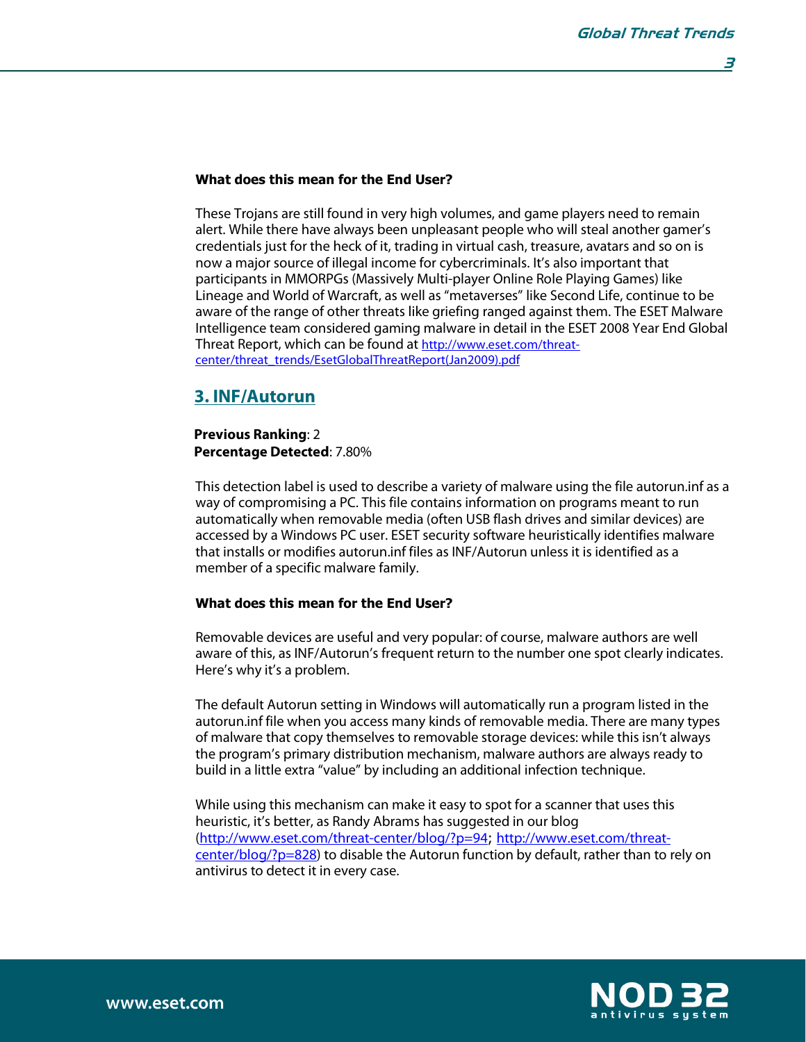**What does this mean for the End User?**

These Trojans are still found in very high volumes, and game players need to remain alert. While there have always been unpleasant people who will steal another gamer's credentials just for the heck of it, trading in virtual cash, treasure, avatars and so on is now a major source of illegal income for cybercriminals. It's also important that participants in MMORPGs (Massively Multi-player Online Role Playing Games) like Lineage and World of Warcraft, as well as "metaverses" like Second Life, continue to be aware of the range of other threats like griefing ranged against them. The ESET Malware Intelligence team considered gaming malware in detail in the ESET 2008 Year End Global Threat Report, which can be found at http://www.eset.com/threat-center/threat_trends/EsetGlobalThreatReport(Jan2009).pdf

## 3. INF/Autorun

**Previous Ranking**: 2
**Percentage Detected**: 7.80%

This detection label is used to describe a variety of malware using the file autorun.inf as a way of compromising a PC. This file contains information on programs meant to run automatically when removable media (often USB flash drives and similar devices) are accessed by a Windows PC user. ESET security software heuristically identifies malware that installs or modifies autorun.inf files as INF/Autorun unless it is identified as a member of a specific malware family.

**What does this mean for the End User?**

Removable devices are useful and very popular: of course, malware authors are well aware of this, as INF/Autorun's frequent return to the number one spot clearly indicates. Here's why it's a problem.

The default Autorun setting in Windows will automatically run a program listed in the autorun.inf file when you access many kinds of removable media. There are many types of malware that copy themselves to removable storage devices: while this isn't always the program's primary distribution mechanism, malware authors are always ready to build in a little extra "value" by including an additional infection technique.

While using this mechanism can make it easy to spot for a scanner that uses this heuristic, it's better, as Randy Abrams has suggested in our blog (http://www.eset.com/threat-center/blog/?p=94; http://www.eset.com/threat-center/blog/?p=828) to disable the Autorun function by default, rather than to rely on antivirus to detect it in every case.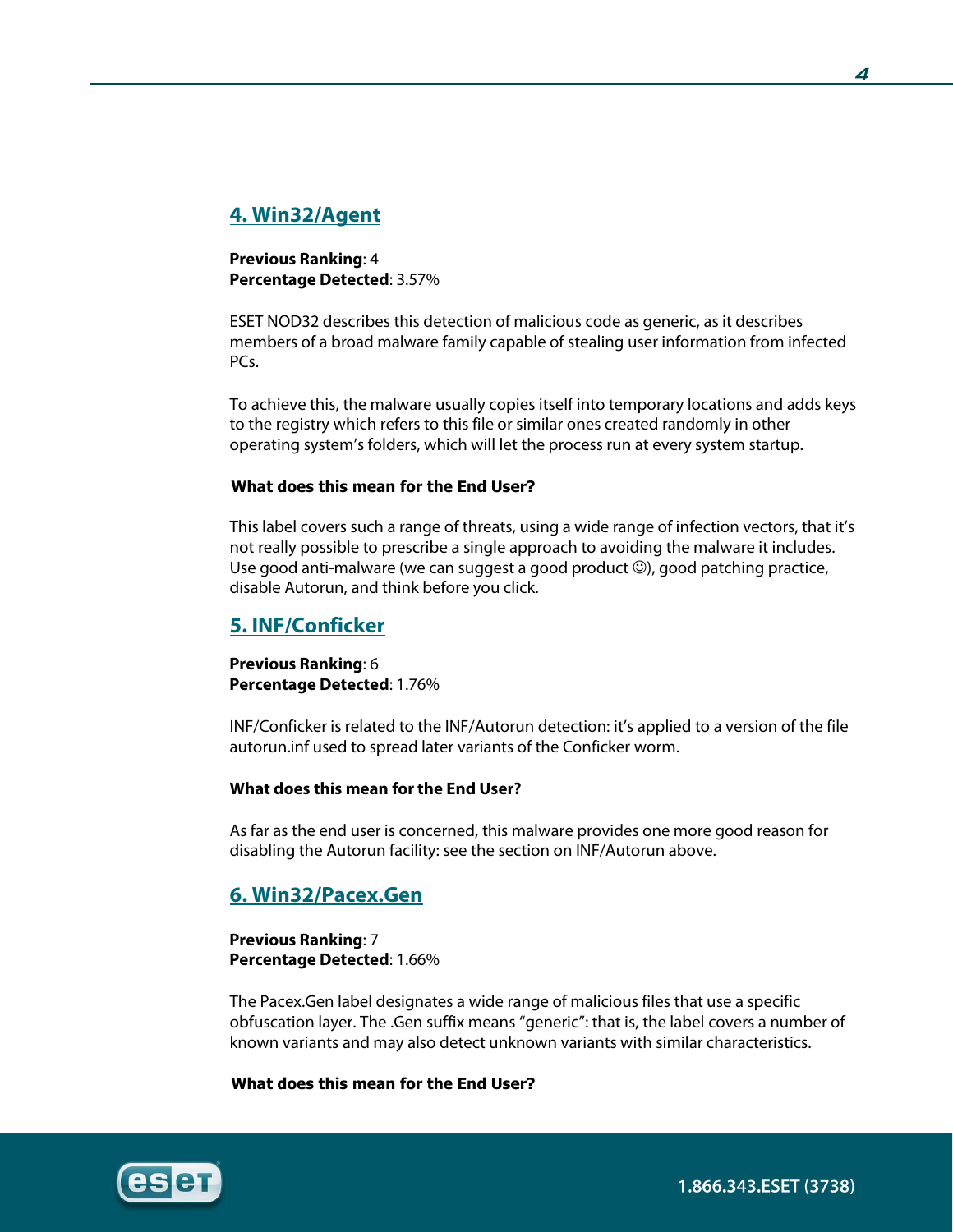## 4. Win32/Agent

**Previous Ranking**: 4
**Percentage Detected**: 3.57%

ESET NOD32 describes this detection of malicious code as generic, as it describes members of a broad malware family capable of stealing user information from infected PCs.

To achieve this, the malware usually copies itself into temporary locations and adds keys to the registry which refers to this file or similar ones created randomly in other operating system's folders, which will let the process run at every system startup.

**What does this mean for the End User?**

This label covers such a range of threats, using a wide range of infection vectors, that it's not really possible to prescribe a single approach to avoiding the malware it includes. Use good anti-malware (we can suggest a good product ☺), good patching practice, disable Autorun, and think before you click.

## 5. INF/Conficker

**Previous Ranking**: 6
**Percentage Detected**: 1.76%

INF/Conficker is related to the INF/Autorun detection: it's applied to a version of the file autorun.inf used to spread later variants of the Conficker worm.

**What does this mean for the End User?**

As far as the end user is concerned, this malware provides one more good reason for disabling the Autorun facility: see the section on INF/Autorun above.

## 6. Win32/Pacex.Gen

**Previous Ranking**: 7
**Percentage Detected**: 1.66%

The Pacex.Gen label designates a wide range of malicious files that use a specific obfuscation layer. The .Gen suffix means "generic": that is, the label covers a number of known variants and may also detect unknown variants with similar characteristics.

**What does this mean for the End User?**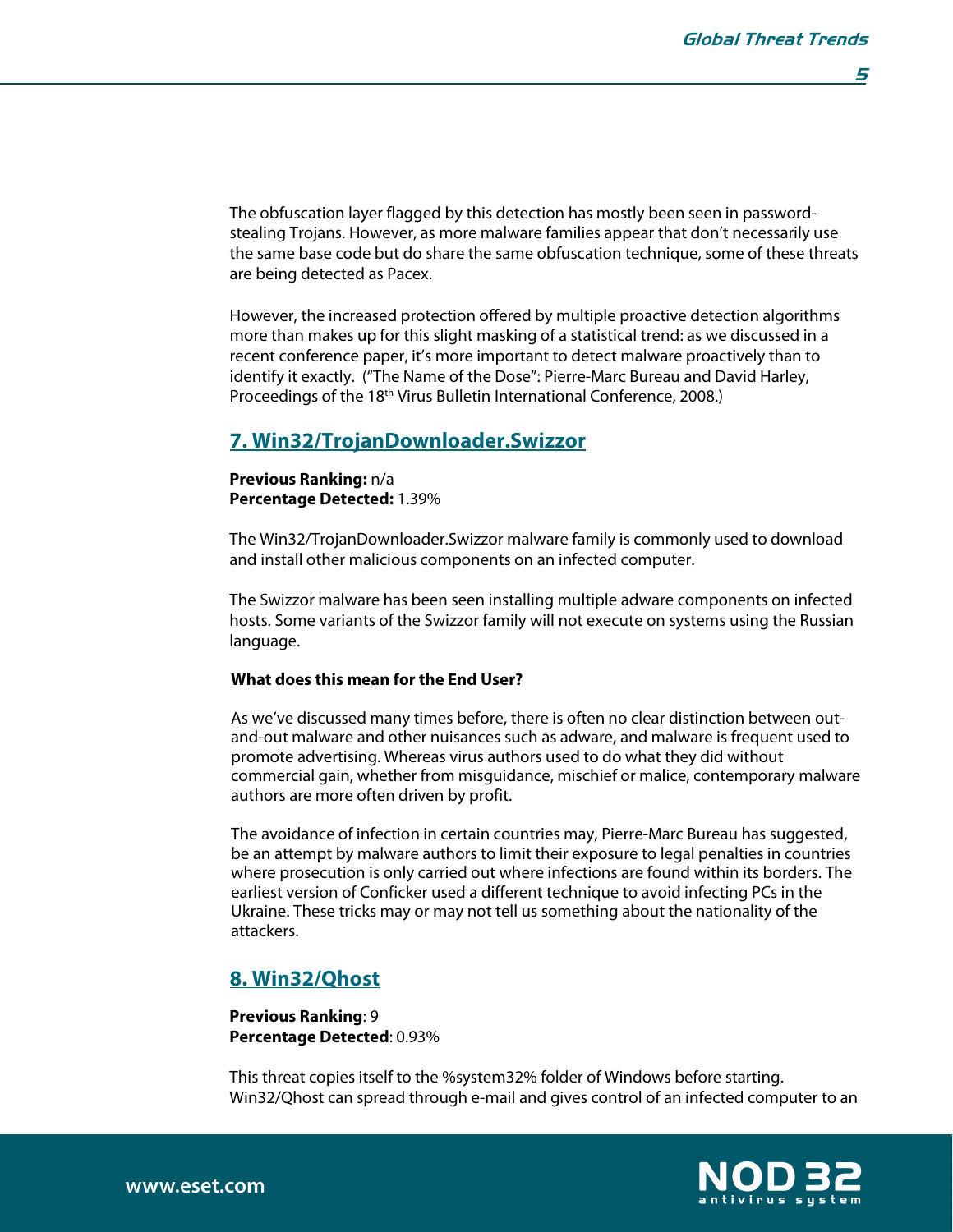The obfuscation layer flagged by this detection has mostly been seen in password-stealing Trojans. However, as more malware families appear that don't necessarily use the same base code but do share the same obfuscation technique, some of these threats are being detected as Pacex.

However, the increased protection offered by multiple proactive detection algorithms more than makes up for this slight masking of a statistical trend: as we discussed in a recent conference paper, it's more important to detect malware proactively than to identify it exactly. ("The Name of the Dose": Pierre-Marc Bureau and David Harley, Proceedings of the 18th Virus Bulletin International Conference, 2008.)

## 7. Win32/TrojanDownloader.Swizzor

**Previous Ranking:** n/a
**Percentage Detected:** 1.39%

The Win32/TrojanDownloader.Swizzor malware family is commonly used to download and install other malicious components on an infected computer.

The Swizzor malware has been seen installing multiple adware components on infected hosts. Some variants of the Swizzor family will not execute on systems using the Russian language.

**What does this mean for the End User?**

As we've discussed many times before, there is often no clear distinction between out-and-out malware and other nuisances such as adware, and malware is frequent used to promote advertising. Whereas virus authors used to do what they did without commercial gain, whether from misguidance, mischief or malice, contemporary malware authors are more often driven by profit.

The avoidance of infection in certain countries may, Pierre-Marc Bureau has suggested, be an attempt by malware authors to limit their exposure to legal penalties in countries where prosecution is only carried out where infections are found within its borders. The earliest version of Conficker used a different technique to avoid infecting PCs in the Ukraine. These tricks may or may not tell us something about the nationality of the attackers.

## 8. Win32/Qhost

**Previous Ranking**: 9
**Percentage Detected**: 0.93%

This threat copies itself to the %system32% folder of Windows before starting. Win32/Qhost can spread through e-mail and gives control of an infected computer to an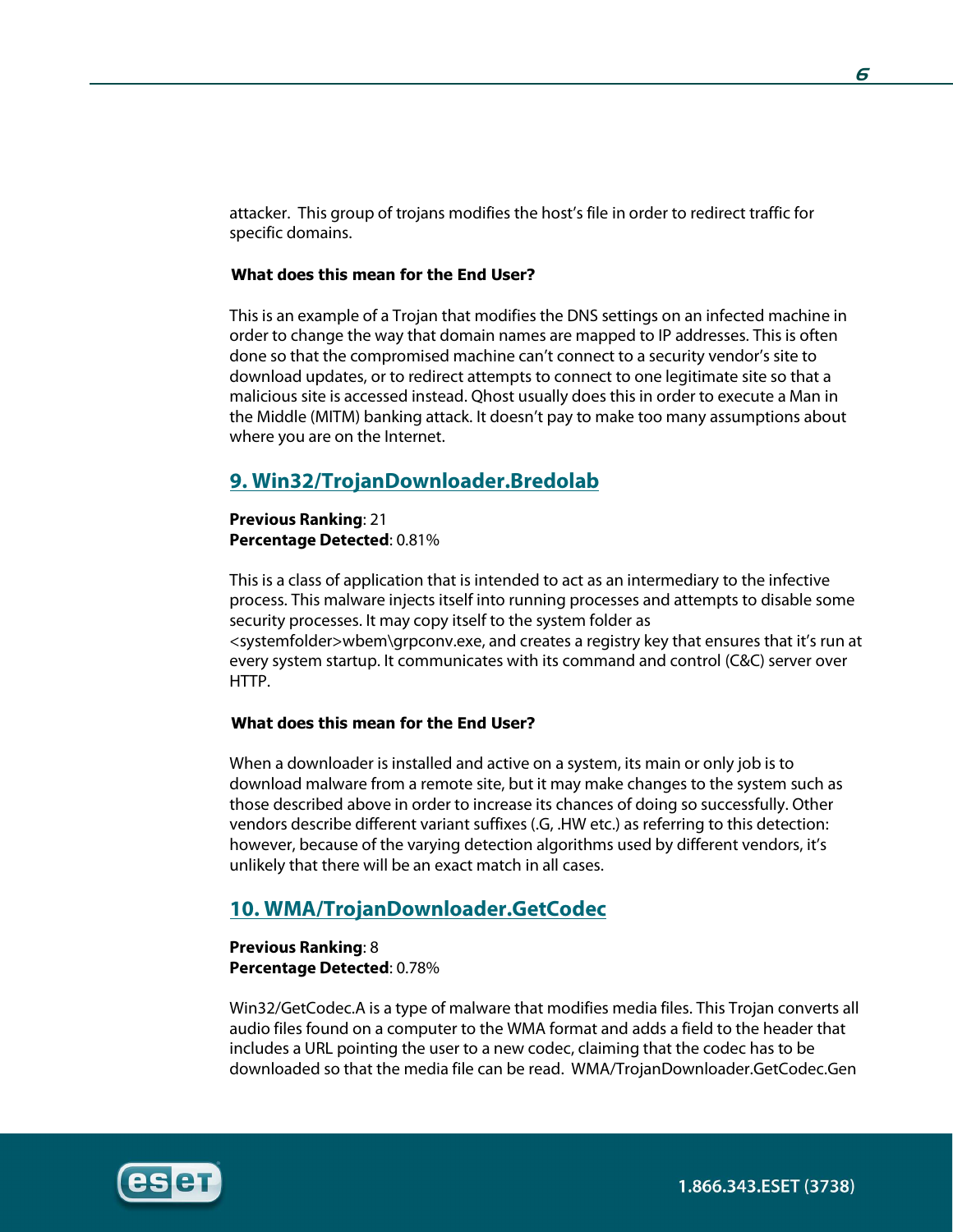attacker. This group of trojans modifies the host's file in order to redirect traffic for specific domains.

**What does this mean for the End User?**

This is an example of a Trojan that modifies the DNS settings on an infected machine in order to change the way that domain names are mapped to IP addresses. This is often done so that the compromised machine can't connect to a security vendor's site to download updates, or to redirect attempts to connect to one legitimate site so that a malicious site is accessed instead. Qhost usually does this in order to execute a Man in the Middle (MITM) banking attack. It doesn't pay to make too many assumptions about where you are on the Internet.

## 9. Win32/TrojanDownloader.Bredolab

**Previous Ranking**: 21
**Percentage Detected**: 0.81%

This is a class of application that is intended to act as an intermediary to the infective process. This malware injects itself into running processes and attempts to disable some security processes. It may copy itself to the system folder as <systemfolder>wbem\grpconv.exe, and creates a registry key that ensures that it's run at every system startup. It communicates with its command and control (C&C) server over HTTP.

**What does this mean for the End User?**

When a downloader is installed and active on a system, its main or only job is to download malware from a remote site, but it may make changes to the system such as those described above in order to increase its chances of doing so successfully. Other vendors describe different variant suffixes (.G, .HW etc.) as referring to this detection: however, because of the varying detection algorithms used by different vendors, it's unlikely that there will be an exact match in all cases.

## 10. WMA/TrojanDownloader.GetCodec

**Previous Ranking**: 8
**Percentage Detected**: 0.78%

Win32/GetCodec.A is a type of malware that modifies media files. This Trojan converts all audio files found on a computer to the WMA format and adds a field to the header that includes a URL pointing the user to a new codec, claiming that the codec has to be downloaded so that the media file can be read. WMA/TrojanDownloader.GetCodec.Gen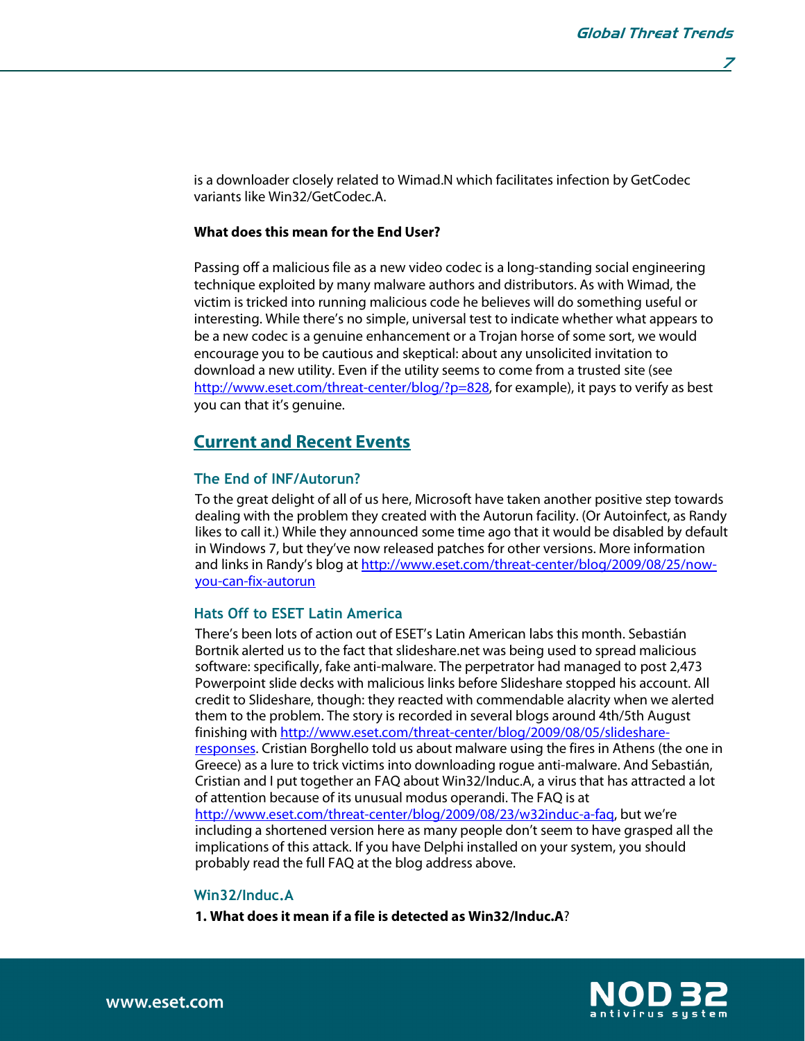is a downloader closely related to Wimad.N which facilitates infection by GetCodec variants like Win32/GetCodec.A.

**What does this mean for the End User?**

Passing off a malicious file as a new video codec is a long-standing social engineering technique exploited by many malware authors and distributors. As with Wimad, the victim is tricked into running malicious code he believes will do something useful or interesting. While there's no simple, universal test to indicate whether what appears to be a new codec is a genuine enhancement or a Trojan horse of some sort, we would encourage you to be cautious and skeptical: about any unsolicited invitation to download a new utility. Even if the utility seems to come from a trusted site (see http://www.eset.com/threat-center/blog/?p=828, for example), it pays to verify as best you can that it's genuine.

## Current and Recent Events

### The End of INF/Autorun?

To the great delight of all of us here, Microsoft have taken another positive step towards dealing with the problem they created with the Autorun facility. (Or Autoinfect, as Randy likes to call it.) While they announced some time ago that it would be disabled by default in Windows 7, but they've now released patches for other versions. More information and links in Randy's blog at http://www.eset.com/threat-center/blog/2009/08/25/now-you-can-fix-autorun

### Hats Off to ESET Latin America

There's been lots of action out of ESET's Latin American labs this month. Sebastián Bortnik alerted us to the fact that slideshare.net was being used to spread malicious software: specifically, fake anti-malware. The perpetrator had managed to post 2,473 Powerpoint slide decks with malicious links before Slideshare stopped his account. All credit to Slideshare, though: they reacted with commendable alacrity when we alerted them to the problem. The story is recorded in several blogs around 4th/5th August finishing with http://www.eset.com/threat-center/blog/2009/08/05/slideshare-responses. Cristian Borghello told us about malware using the fires in Athens (the one in Greece) as a lure to trick victims into downloading rogue anti-malware. And Sebastián, Cristian and I put together an FAQ about Win32/Induc.A, a virus that has attracted a lot of attention because of its unusual modus operandi. The FAQ is at http://www.eset.com/threat-center/blog/2009/08/23/w32induc-a-faq, but we're including a shortened version here as many people don't seem to have grasped all the implications of this attack. If you have Delphi installed on your system, you should probably read the full FAQ at the blog address above.

### Win32/Induc.A

**1. What does it mean if a file is detected as Win32/Induc.A**?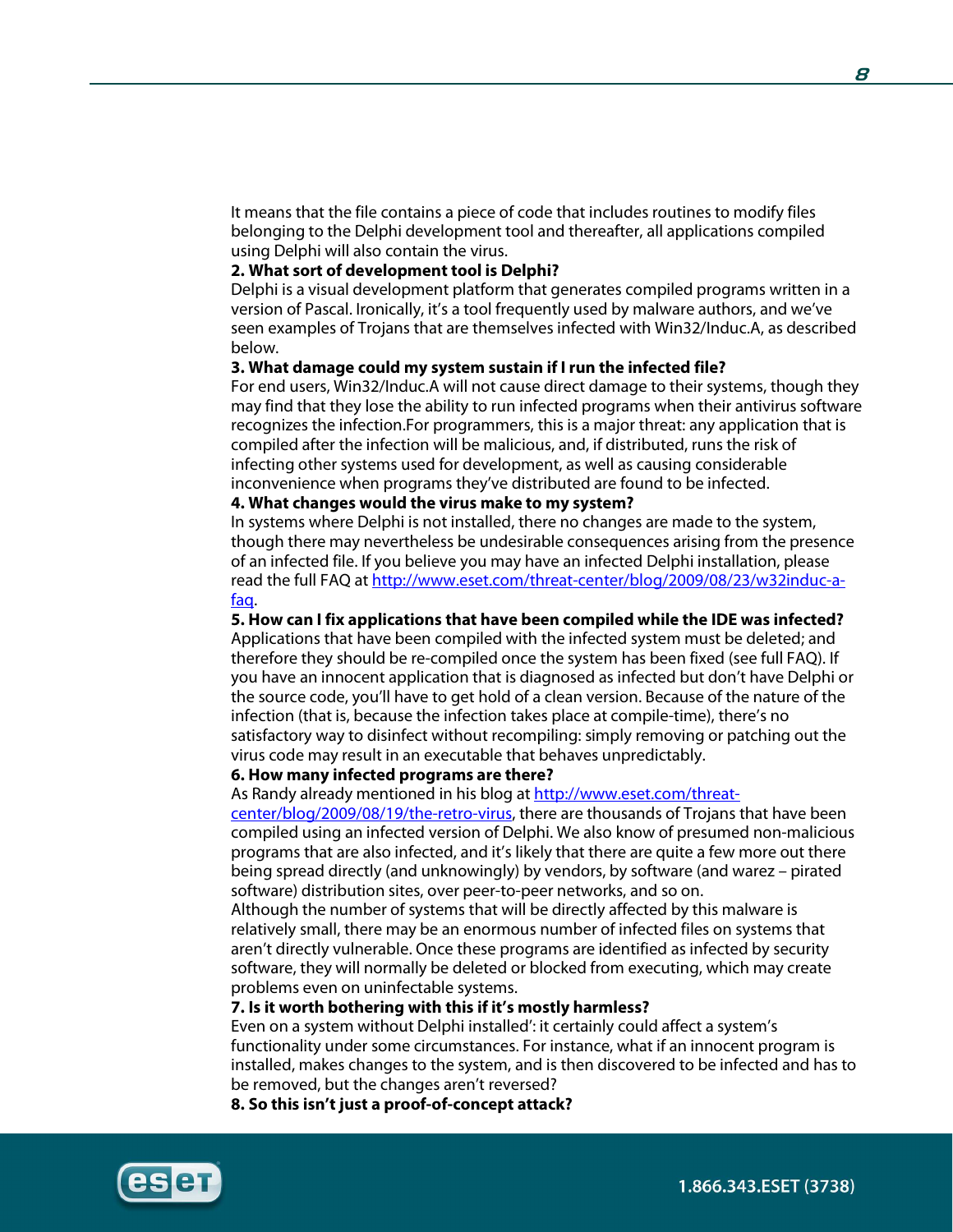It means that the file contains a piece of code that includes routines to modify files belonging to the Delphi development tool and thereafter, all applications compiled using Delphi will also contain the virus.

**2. What sort of development tool is Delphi?**

Delphi is a visual development platform that generates compiled programs written in a version of Pascal. Ironically, it's a tool frequently used by malware authors, and we've seen examples of Trojans that are themselves infected with Win32/Induc.A, as described below.

**3. What damage could my system sustain if I run the infected file?**

For end users, Win32/Induc.A will not cause direct damage to their systems, though they may find that they lose the ability to run infected programs when their antivirus software recognizes the infection.For programmers, this is a major threat: any application that is compiled after the infection will be malicious, and, if distributed, runs the risk of infecting other systems used for development, as well as causing considerable inconvenience when programs they've distributed are found to be infected.

**4. What changes would the virus make to my system?**

In systems where Delphi is not installed, there no changes are made to the system, though there may nevertheless be undesirable consequences arising from the presence of an infected file. If you believe you may have an infected Delphi installation, please read the full FAQ at [http://www.eset.com/threat-center/blog/2009/08/23/w32induc-a-faq](http://www.eset.com/threat-center/blog/2009/08/23/w32induc-a-faq).

**5. How can I fix applications that have been compiled while the IDE was infected?**

Applications that have been compiled with the infected system must be deleted; and therefore they should be re-compiled once the system has been fixed (see full FAQ). If you have an innocent application that is diagnosed as infected but don't have Delphi or the source code, you'll have to get hold of a clean version. Because of the nature of the infection (that is, because the infection takes place at compile-time), there's no satisfactory way to disinfect without recompiling: simply removing or patching out the virus code may result in an executable that behaves unpredictably.

**6. How many infected programs are there?**

As Randy already mentioned in his blog at [http://www.eset.com/threat-center/blog/2009/08/19/the-retro-virus](http://www.eset.com/threat-center/blog/2009/08/19/the-retro-virus), there are thousands of Trojans that have been compiled using an infected version of Delphi. We also know of presumed non-malicious programs that are also infected, and it's likely that there are quite a few more out there being spread directly (and unknowingly) by vendors, by software (and warez – pirated software) distribution sites, over peer-to-peer networks, and so on.

Although the number of systems that will be directly affected by this malware is relatively small, there may be an enormous number of infected files on systems that aren't directly vulnerable. Once these programs are identified as infected by security software, they will normally be deleted or blocked from executing, which may create problems even on uninfectable systems.

**7. Is it worth bothering with this if it's mostly harmless?**

Even on a system without Delphi installed': it certainly could affect a system's functionality under some circumstances. For instance, what if an innocent program is installed, makes changes to the system, and is then discovered to be infected and has to be removed, but the changes aren't reversed?

**8. So this isn't just a proof-of-concept attack?**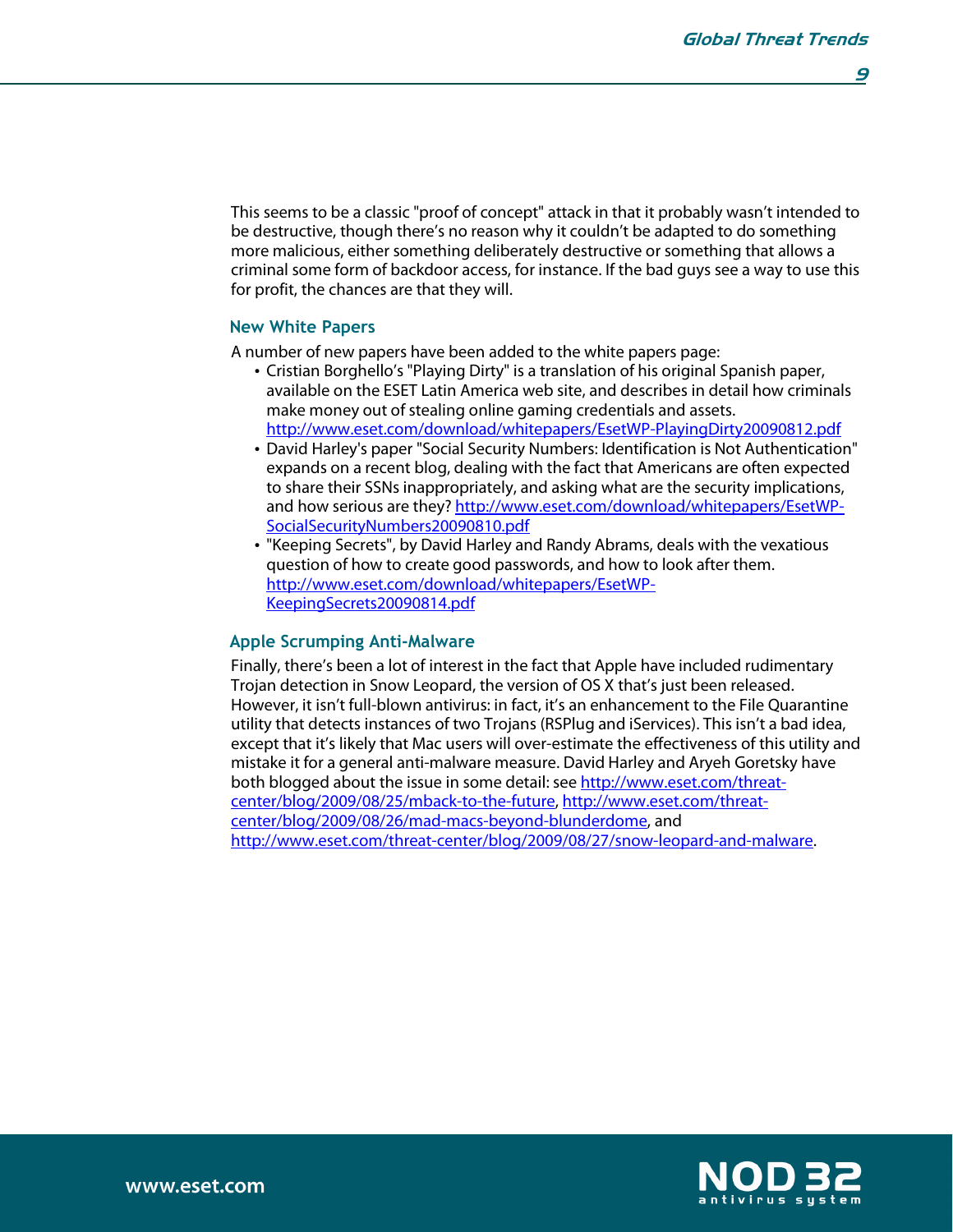This seems to be a classic "proof of concept" attack in that it probably wasn't intended to be destructive, though there's no reason why it couldn't be adapted to do something more malicious, either something deliberately destructive or something that allows a criminal some form of backdoor access, for instance. If the bad guys see a way to use this for profit, the chances are that they will.

### New White Papers

A number of new papers have been added to the white papers page:

- Cristian Borghello's "Playing Dirty" is a translation of his original Spanish paper, available on the ESET Latin America web site, and describes in detail how criminals make money out of stealing online gaming credentials and assets. http://www.eset.com/download/whitepapers/EsetWP-PlayingDirty20090812.pdf
- David Harley's paper "Social Security Numbers: Identification is Not Authentication" expands on a recent blog, dealing with the fact that Americans are often expected to share their SSNs inappropriately, and asking what are the security implications, and how serious are they? http://www.eset.com/download/whitepapers/EsetWP-SocialSecurityNumbers20090810.pdf
- "Keeping Secrets", by David Harley and Randy Abrams, deals with the vexatious question of how to create good passwords, and how to look after them. http://www.eset.com/download/whitepapers/EsetWP-KeepingSecrets20090814.pdf

### Apple Scrumping Anti-Malware

Finally, there's been a lot of interest in the fact that Apple have included rudimentary Trojan detection in Snow Leopard, the version of OS X that's just been released. However, it isn't full-blown antivirus: in fact, it's an enhancement to the File Quarantine utility that detects instances of two Trojans (RSPlug and iServices). This isn't a bad idea, except that it's likely that Mac users will over-estimate the effectiveness of this utility and mistake it for a general anti-malware measure. David Harley and Aryeh Goretsky have both blogged about the issue in some detail: see http://www.eset.com/threat-center/blog/2009/08/25/mback-to-the-future, http://www.eset.com/threat-center/blog/2009/08/26/mad-macs-beyond-blunderdome, and http://www.eset.com/threat-center/blog/2009/08/27/snow-leopard-and-malware.